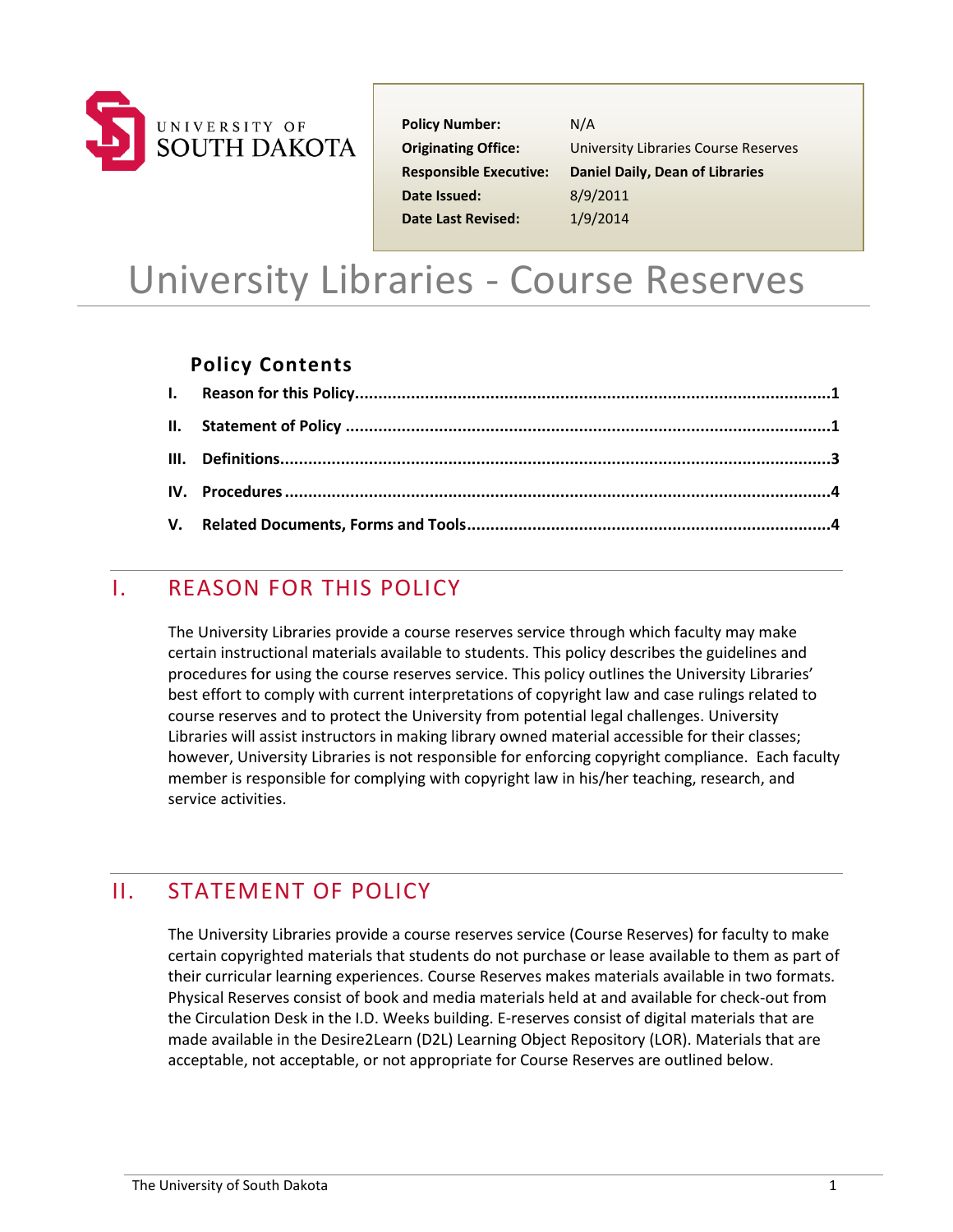UNIVERSITY OF SOUTH DAKOTA

| | |
|---|---|
| **Policy Number:** | N/A |
| **Originating Office:** | University Libraries Course Reserves |
| **Responsible Executive:** | **Daniel Daily, Dean of Libraries** |
| **Date Issued:** | 8/9/2011 |
| **Date Last Revised:** | 1/9/2014 |

# University Libraries - Course Reserves

## Policy Contents

- **I. Reason for this Policy** ........ 1
- **II. Statement of Policy** ........ 1
- **III. Definitions** ........ 3
- **IV. Procedures** ........ 4
- **V. Related Documents, Forms and Tools** ........ 4

## I. REASON FOR THIS POLICY

The University Libraries provide a course reserves service through which faculty may make certain instructional materials available to students. This policy describes the guidelines and procedures for using the course reserves service. This policy outlines the University Libraries' best effort to comply with current interpretations of copyright law and case rulings related to course reserves and to protect the University from potential legal challenges. University Libraries will assist instructors in making library owned material accessible for their classes; however, University Libraries is not responsible for enforcing copyright compliance. Each faculty member is responsible for complying with copyright law in his/her teaching, research, and service activities.

## II. STATEMENT OF POLICY

The University Libraries provide a course reserves service (Course Reserves) for faculty to make certain copyrighted materials that students do not purchase or lease available to them as part of their curricular learning experiences. Course Reserves makes materials available in two formats. Physical Reserves consist of book and media materials held at and available for check-out from the Circulation Desk in the I.D. Weeks building. E-reserves consist of digital materials that are made available in the Desire2Learn (D2L) Learning Object Repository (LOR). Materials that are acceptable, not acceptable, or not appropriate for Course Reserves are outlined below.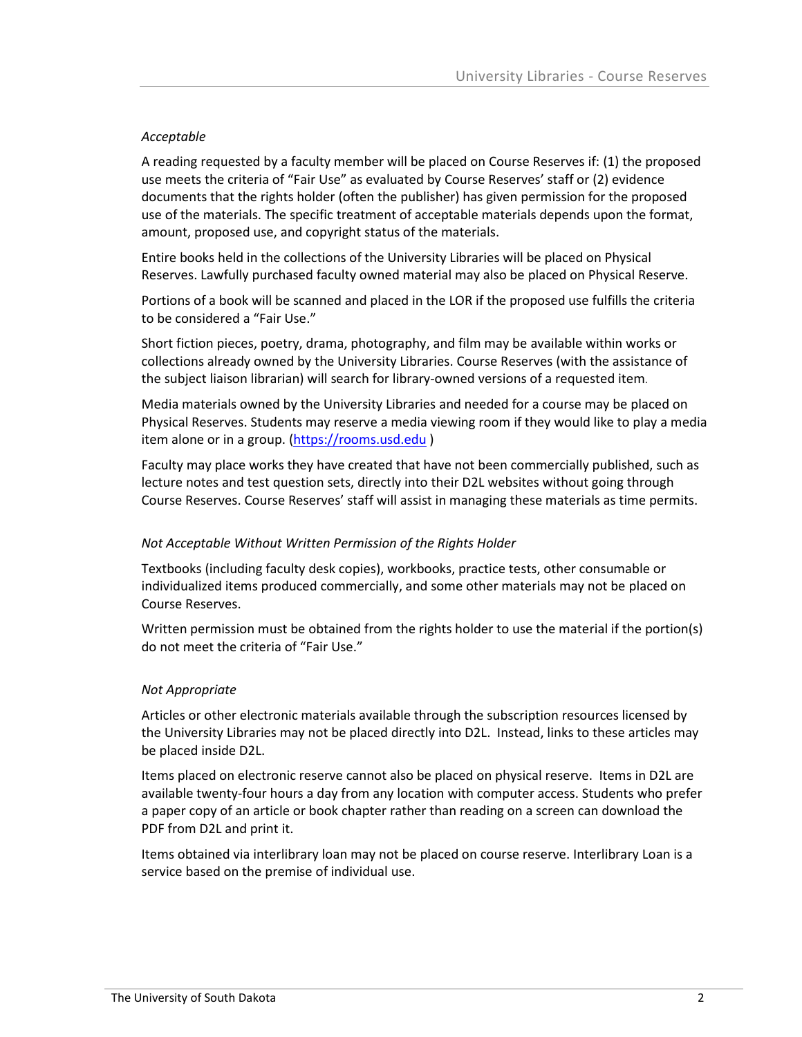*Acceptable*

A reading requested by a faculty member will be placed on Course Reserves if: (1) the proposed use meets the criteria of "Fair Use" as evaluated by Course Reserves' staff or (2) evidence documents that the rights holder (often the publisher) has given permission for the proposed use of the materials. The specific treatment of acceptable materials depends upon the format, amount, proposed use, and copyright status of the materials.

Entire books held in the collections of the University Libraries will be placed on Physical Reserves. Lawfully purchased faculty owned material may also be placed on Physical Reserve.

Portions of a book will be scanned and placed in the LOR if the proposed use fulfills the criteria to be considered a "Fair Use."

Short fiction pieces, poetry, drama, photography, and film may be available within works or collections already owned by the University Libraries. Course Reserves (with the assistance of the subject liaison librarian) will search for library-owned versions of a requested item.

Media materials owned by the University Libraries and needed for a course may be placed on Physical Reserves. Students may reserve a media viewing room if they would like to play a media item alone or in a group. ([https://rooms.usd.edu](https://rooms.usd.edu) )

Faculty may place works they have created that have not been commercially published, such as lecture notes and test question sets, directly into their D2L websites without going through Course Reserves. Course Reserves' staff will assist in managing these materials as time permits.

*Not Acceptable Without Written Permission of the Rights Holder*

Textbooks (including faculty desk copies), workbooks, practice tests, other consumable or individualized items produced commercially, and some other materials may not be placed on Course Reserves.

Written permission must be obtained from the rights holder to use the material if the portion(s) do not meet the criteria of "Fair Use."

*Not Appropriate*

Articles or other electronic materials available through the subscription resources licensed by the University Libraries may not be placed directly into D2L. Instead, links to these articles may be placed inside D2L.

Items placed on electronic reserve cannot also be placed on physical reserve. Items in D2L are available twenty-four hours a day from any location with computer access. Students who prefer a paper copy of an article or book chapter rather than reading on a screen can download the PDF from D2L and print it.

Items obtained via interlibrary loan may not be placed on course reserve. Interlibrary Loan is a service based on the premise of individual use.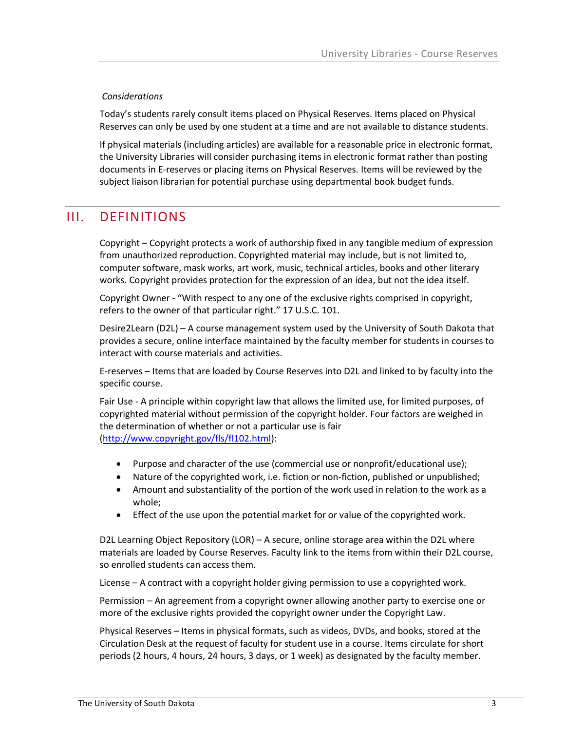*Considerations*

Today's students rarely consult items placed on Physical Reserves. Items placed on Physical Reserves can only be used by one student at a time and are not available to distance students.

If physical materials (including articles) are available for a reasonable price in electronic format, the University Libraries will consider purchasing items in electronic format rather than posting documents in E-reserves or placing items on Physical Reserves. Items will be reviewed by the subject liaison librarian for potential purchase using departmental book budget funds.

## III. DEFINITIONS

Copyright – Copyright protects a work of authorship fixed in any tangible medium of expression from unauthorized reproduction. Copyrighted material may include, but is not limited to, computer software, mask works, art work, music, technical articles, books and other literary works. Copyright provides protection for the expression of an idea, but not the idea itself.

Copyright Owner - "With respect to any one of the exclusive rights comprised in copyright, refers to the owner of that particular right." 17 U.S.C. 101.

Desire2Learn (D2L) – A course management system used by the University of South Dakota that provides a secure, online interface maintained by the faculty member for students in courses to interact with course materials and activities.

E-reserves – Items that are loaded by Course Reserves into D2L and linked to by faculty into the specific course.

Fair Use - A principle within copyright law that allows the limited use, for limited purposes, of copyrighted material without permission of the copyright holder. Four factors are weighed in the determination of whether or not a particular use is fair (http://www.copyright.gov/fls/fl102.html):

- Purpose and character of the use (commercial use or nonprofit/educational use);
- Nature of the copyrighted work, i.e. fiction or non-fiction, published or unpublished;
- Amount and substantiality of the portion of the work used in relation to the work as a whole;
- Effect of the use upon the potential market for or value of the copyrighted work.

D2L Learning Object Repository (LOR) – A secure, online storage area within the D2L where materials are loaded by Course Reserves. Faculty link to the items from within their D2L course, so enrolled students can access them.

License – A contract with a copyright holder giving permission to use a copyrighted work.

Permission – An agreement from a copyright owner allowing another party to exercise one or more of the exclusive rights provided the copyright owner under the Copyright Law.

Physical Reserves – Items in physical formats, such as videos, DVDs, and books, stored at the Circulation Desk at the request of faculty for student use in a course. Items circulate for short periods (2 hours, 4 hours, 24 hours, 3 days, or 1 week) as designated by the faculty member.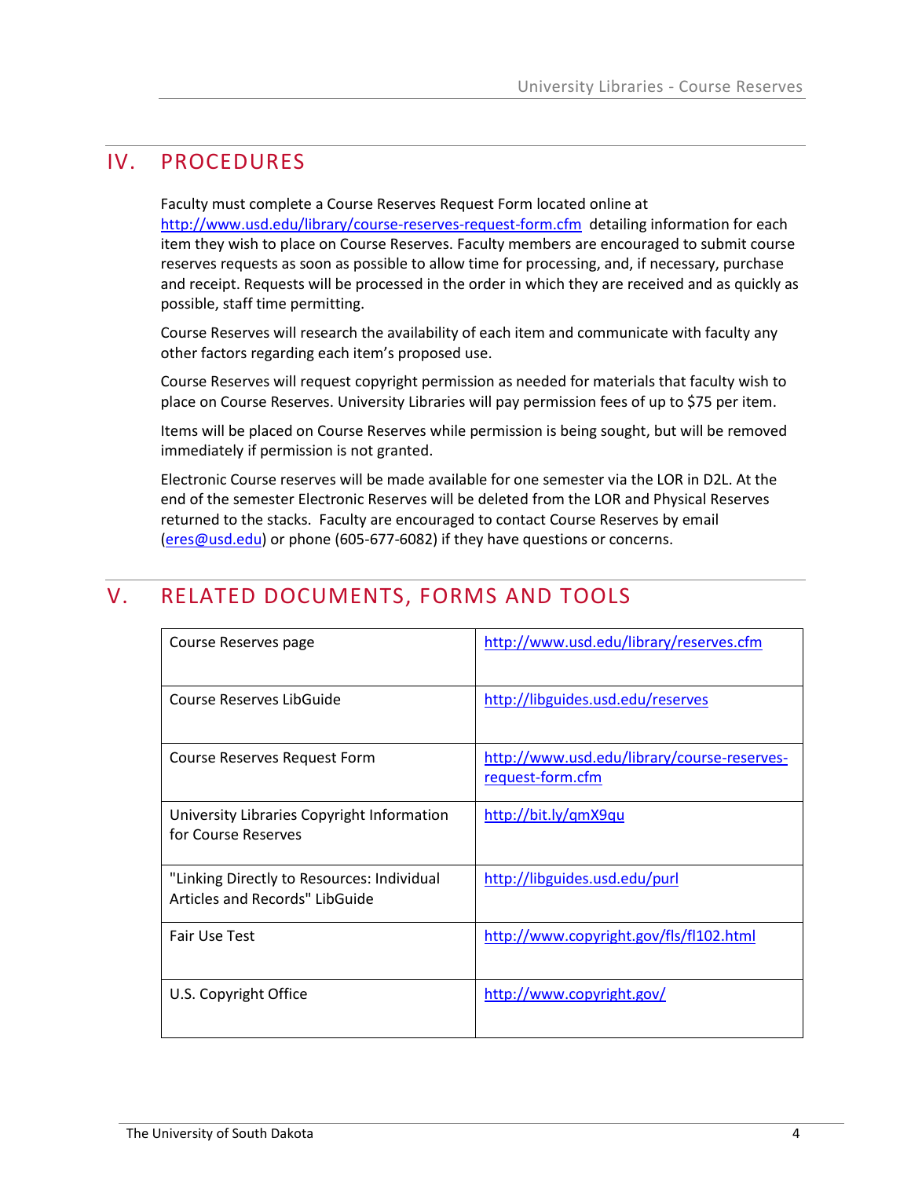## IV. PROCEDURES

Faculty must complete a Course Reserves Request Form located online at http://www.usd.edu/library/course-reserves-request-form.cfm detailing information for each item they wish to place on Course Reserves. Faculty members are encouraged to submit course reserves requests as soon as possible to allow time for processing, and, if necessary, purchase and receipt. Requests will be processed in the order in which they are received and as quickly as possible, staff time permitting.

Course Reserves will research the availability of each item and communicate with faculty any other factors regarding each item's proposed use.

Course Reserves will request copyright permission as needed for materials that faculty wish to place on Course Reserves. University Libraries will pay permission fees of up to $75 per item.

Items will be placed on Course Reserves while permission is being sought, but will be removed immediately if permission is not granted.

Electronic Course reserves will be made available for one semester via the LOR in D2L. At the end of the semester Electronic Reserves will be deleted from the LOR and Physical Reserves returned to the stacks. Faculty are encouraged to contact Course Reserves by email (eres@usd.edu) or phone (605-677-6082) if they have questions or concerns.

## V. RELATED DOCUMENTS, FORMS AND TOOLS

| | |
|---|---|
| Course Reserves page | http://www.usd.edu/library/reserves.cfm |
| Course Reserves LibGuide | http://libguides.usd.edu/reserves |
| Course Reserves Request Form | http://www.usd.edu/library/course-reserves-request-form.cfm |
| University Libraries Copyright Information for Course Reserves | http://bit.ly/qmX9qu |
| "Linking Directly to Resources: Individual Articles and Records" LibGuide | http://libguides.usd.edu/purl |
| Fair Use Test | http://www.copyright.gov/fls/fl102.html |
| U.S. Copyright Office | http://www.copyright.gov/ |